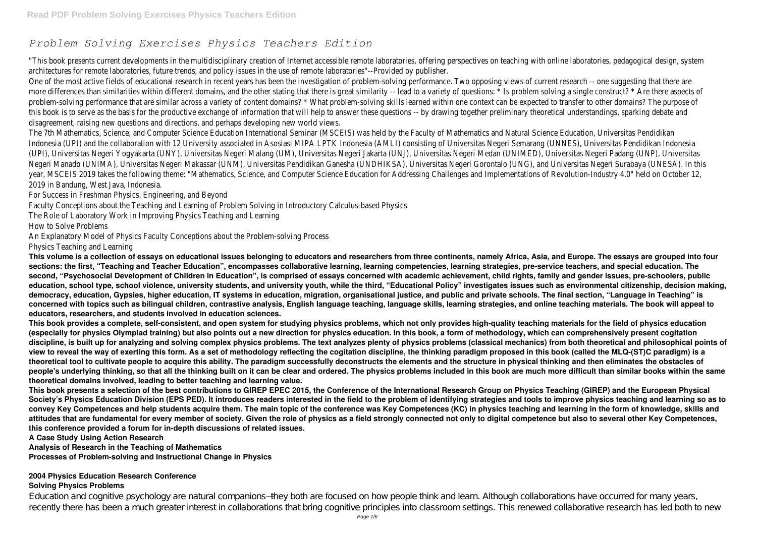# *Problem Solving Exercises Physics Teachers Edition*

"This book presents current developments in the multidisciplinary creation of Internet accessible remote laboratories, offering perspectives on teaching with online laboratories, pedagogical design, system architectures for remote laboratories, future trends, and policy issues in the use of remote laboratories"--Provided by publisher.

One of the most active fields of educational research in recent years has been the investigation of problem-solving performance. Two opposing views of current research -- one suggesting that there are more differences than similarities within different domains, and the other stating that there is great similarity -- lead to a variety of questions: * Is problem solving a single construct? * Are there aspects of problem-solving performance that are similar across a variety of content domains? * What problem-solving skills learned within one context can be expected to transfer to other domains? The purpose of this book is to serve as the basis for the productive exchange of information that will help to answer these questions -- by drawing together preliminary theoretical understandings, sparking debate and disagreement, raising new questions and directions, and perhaps developing new world views.

The 7th Mathematics, Science, and Computer Science Education International Seminar (MSCEIS) was held by the Faculty of Mathematics and Natural Science Education, Universitas Pendidikan Indonesia (UPI) and the collaboration with 12 University associated in Asosiasi MIPA LPTK Indonesia (AMLI) consisting of Universitas Negeri Semarang (UNNES), Universitas Pendidikan Indonesia (UPI), Universitas Negeri Yogyakarta (UNY), Universitas Negeri Malang (UM), Universitas Negeri Jakarta (UNJ), Universitas Negeri Medan (UNIMED), Universitas Negeri Padang (UNP), Universitas Negeri Manado (UNIMA), Universitas Negeri Makassar (UNM), Universitas Pendidikan Ganesha (UNDHIKSA), Universitas Negeri Gorontalo (UNG), and Universitas Negeri Surabaya (UNESA). In this year, MSCEIS 2019 takes the following theme: "Mathematics, Science, and Computer Science Education for Addressing Challenges and Implementations of Revolution-Industry 4.0" held on October 12, 2019 in Bandung, West Java, Indonesia.

For Success in Freshman Physics, Engineering, and Beyond

Faculty Conceptions about the Teaching and Learning of Problem Solving in Introductory Calculus-based Physics

The Role of Laboratory Work in Improving Physics Teaching and Learning

How to Solve Problems

An Explanatory Model of Physics Faculty Conceptions about the Problem-solving Process

Physics Teaching and Learning

**This volume is a collection of essays on educational issues belonging to educators and researchers from three continents, namely Africa, Asia, and Europe. The essays are grouped into four sections: the first, "Teaching and Teacher Education", encompasses collaborative learning, learning competencies, learning strategies, pre-service teachers, and special education. The second, "Psychosocial Development of Children in Education", is comprised of essays concerned with academic achievement, child rights, family and gender issues, pre-schoolers, public education, school type, school violence, university students, and university youth, while the third, "Educational Policy" investigates issues such as environmental citizenship, decision making, democracy, education, Gypsies, higher education, IT systems in education, migration, organisational justice, and public and private schools. The final section, "Language in Teaching" is concerned with topics such as bilingual children, contrastive analysis, English language teaching, language skills, learning strategies, and online teaching materials. The book will appeal to educators, researchers, and students involved in education sciences.**

**This book provides a complete, self-consistent, and open system for studying physics problems, which not only provides high-quality teaching materials for the field of physics education (especially for physics Olympiad training) but also points out a new direction for physics education. In this book, a form of methodology, which can comprehensively present cogitation discipline, is built up for analyzing and solving complex physics problems. The text analyzes plenty of physics problems (classical mechanics) from both theoretical and philosophical points of view to reveal the way of exerting this form. As a set of methodology reflecting the cogitation discipline, the thinking paradigm proposed in this book (called the MLQ-(ST)C paradigm) is a theoretical tool to cultivate people to acquire this ability. The paradigm successfully deconstructs the elements and the structure in physical thinking and then eliminates the obstacles of people's underlying thinking, so that all the thinking built on it can be clear and ordered. The physics problems included in this book are much more difficult than similar books within the same theoretical domains involved, leading to better teaching and learning value.**

**This book presents a selection of the best contributions to GIREP EPEC 2015, the Conference of the International Research Group on Physics Teaching (GIREP) and the European Physical Society's Physics Education Division (EPS PED). It introduces readers interested in the field to the problem of identifying strategies and tools to improve physics teaching and learning so as to convey Key Competences and help students acquire them. The main topic of the conference was Key Competences (KC) in physics teaching and learning in the form of knowledge, skills and attitudes that are fundamental for every member of society. Given the role of physics as a field strongly connected not only to digital competence but also to several other Key Competences, this conference provided a forum for in-depth discussions of related issues.**

**A Case Study Using Action Research**

**Analysis of Research in the Teaching of Mathematics**

**Processes of Problem-solving and Instructional Change in Physics**

**2004 Physics Education Research Conference**

**Solving Physics Problems**

Education and cognitive psychology are natural companions—they both are focused on how people think and learn. Although collaborations have occurred for many years, recently there has been a much greater interest in collaborations that bring cognitive principles into classroom settings. This renewed collaborative research has led both to new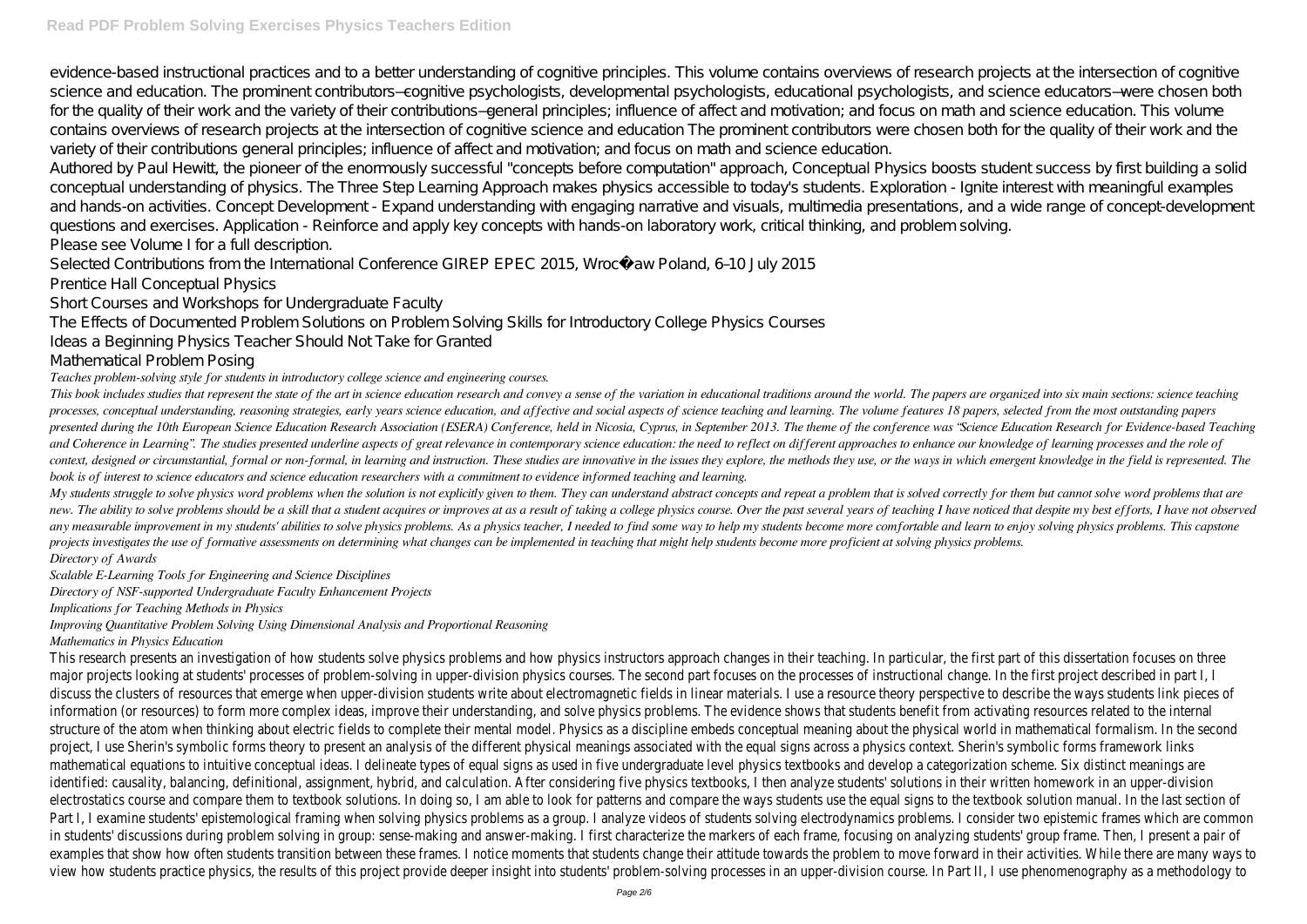evidence-based instructional practices and to a better understanding of cognitive principles. This volume contains overviews of research projects at the intersection of cognitive science and education. The prominent contributors—cognitive psychologists, developmental psychologists, educational psychologists, and science educators—were chosen both for the quality of their work and the variety of their contributions—general principles; influence of affect and motivation; and focus on math and science education. This volume contains overviews of research projects at the intersection of cognitive science and education The prominent contributors were chosen both for the quality of their work and the variety of their contributions general principles; influence of affect and motivation; and focus on math and science education.

Authored by Paul Hewitt, the pioneer of the enormously successful "concepts before computation" approach, Conceptual Physics boosts student success by first building a solid conceptual understanding of physics. The Three Step Learning Approach makes physics accessible to today's students. Exploration - Ignite interest with meaningful examples and hands-on activities. Concept Development - Expand understanding with engaging narrative and visuals, multimedia presentations, and a wide range of concept-development questions and exercises. Application - Reinforce and apply key concepts with hands-on laboratory work, critical thinking, and problem solving.

Please see Volume I for a full description.

Selected Contributions from the International Conference GIREP EPEC 2015, Wrocław Poland, 6–10 July 2015

Prentice Hall Conceptual Physics

Short Courses and Workshops for Undergraduate Faculty

The Effects of Documented Problem Solutions on Problem Solving Skills for Introductory College Physics Courses

Ideas a Beginning Physics Teacher Should Not Take for Granted

Mathematical Problem Posing

*Teaches problem-solving style for students in introductory college science and engineering courses.*

*This book includes studies that represent the state of the art in science education research and convey a sense of the variation in educational traditions around the world. The papers are organized into six main sections: science teaching processes, conceptual understanding, reasoning strategies, early years science education, and affective and social aspects of science teaching and learning. The volume features 18 papers, selected from the most outstanding papers presented during the 10th European Science Education Research Association (ESERA) Conference, held in Nicosia, Cyprus, in September 2013. The theme of the conference was "Science Education Research for Evidence-based Teaching and Coherence in Learning". The studies presented underline aspects of great relevance in contemporary science education: the need to reflect on different approaches to enhance our knowledge of learning processes and the role of context, designed or circumstantial, formal or non-formal, in learning and instruction. These studies are innovative in the issues they explore, the methods they use, or the ways in which emergent knowledge in the field is represented. The book is of interest to science educators and science education researchers with a commitment to evidence informed teaching and learning.*

*My students struggle to solve physics word problems when the solution is not explicitly given to them. They can understand abstract concepts and repeat a problem that is solved correctly for them but cannot solve word problems that are new. The ability to solve problems should be a skill that a student acquires or improves at as a result of taking a college physics course. Over the past several years of teaching I have noticed that despite my best efforts, I have not observed any measurable improvement in my students' abilities to solve physics problems. As a physics teacher, I needed to find some way to help my students become more comfortable and learn to enjoy solving physics problems. This capstone projects investigates the use of formative assessments on determining what changes can be implemented in teaching that might help students become more proficient at solving physics problems.*

*Directory of Awards*

*Scalable E-Learning Tools for Engineering and Science Disciplines*

*Directory of NSF-supported Undergraduate Faculty Enhancement Projects*

*Implications for Teaching Methods in Physics*

*Improving Quantitative Problem Solving Using Dimensional Analysis and Proportional Reasoning*

*Mathematics in Physics Education*

This research presents an investigation of how students solve physics problems and how physics instructors approach changes in their teaching. In particular, the first part of this dissertation focuses on three major projects looking at students' processes of problem-solving in upper-division physics courses. The second part focuses on the processes of instructional change. In the first project described in part I, I discuss the clusters of resources that emerge when upper-division students write about electromagnetic fields in linear materials. I use a resource theory perspective to describe the ways students link pieces of information (or resources) to form more complex ideas, improve their understanding, and solve physics problems. The evidence shows that students benefit from activating resources related to the internal structure of the atom when thinking about electric fields to complete their mental model. Physics as a discipline embeds conceptual meaning about the physical world in mathematical formalism. In the second project, I use Sherin's symbolic forms theory to present an analysis of the different physical meanings associated with the equal signs across a physics context. Sherin's symbolic forms framework links mathematical equations to intuitive conceptual ideas. I delineate types of equal signs as used in five undergraduate level physics textbooks and develop a categorization scheme. Six distinct meanings are identified: causality, balancing, definitional, assignment, hybrid, and calculation. After considering five physics textbooks, I then analyze students' solutions in their written homework in an upper-division electrostatics course and compare them to textbook solutions. In doing so, I am able to look for patterns and compare the ways students use the equal signs to the textbook solution manual. In the last section of Part I, I examine students' epistemological framing when solving physics problems as a group. I analyze videos of students solving electrodynamics problems. I consider two epistemic frames which are common in students' discussions during problem solving in group: sense-making and answer-making. I first characterize the markers of each frame, focusing on analyzing students' group frame. Then, I present a pair of examples that show how often students transition between these frames. I notice moments that students change their attitude towards the problem to move forward in their activities. While there are many ways to view how students practice physics, the results of this project provide deeper insight into students' problem-solving processes in an upper-division course. In Part II, I use phenomenography as a methodology to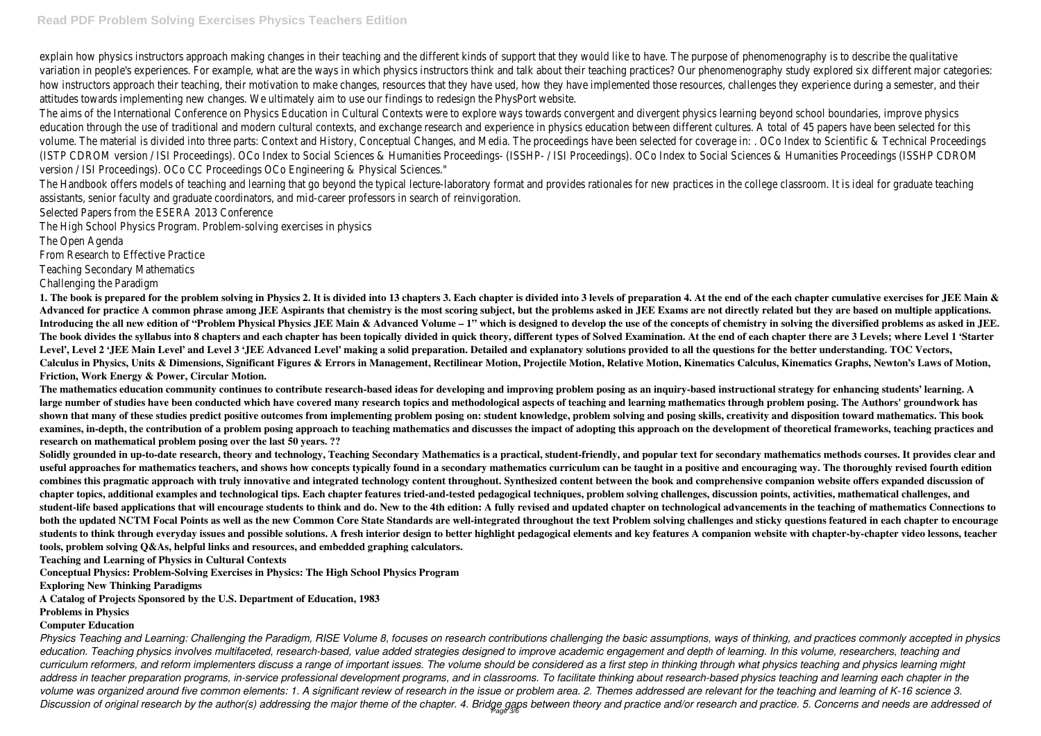explain how physics instructors approach making changes in their teaching and the different kinds of support that they would like to have. The purpose of phenomenography is to describe the qualitative variation in people's experiences. For example, what are the ways in which physics instructors think and talk about their teaching practices? Our phenomenography study explored six different major categories: how instructors approach their teaching, their motivation to make changes, resources that they have used, how they have implemented those resources, challenges they experience during a semester, and their attitudes towards implementing new changes. We ultimately aim to use our findings to redesign the PhysPort website.

The aims of the International Conference on Physics Education in Cultural Contexts were to explore ways towards convergent and divergent physics learning beyond school boundaries, improve physics education through the use of traditional and modern cultural contexts, and exchange research and experience in physics education between different cultures. A total of 45 papers have been selected for this volume. The material is divided into three parts: Context and History, Conceptual Changes, and Media. The proceedings have been selected for coverage in: . OCo Index to Scientific & Technical Proceedings (ISTP CDROM version / ISI Proceedings). OCo Index to Social Sciences & Humanities Proceedings- (ISSHP- / ISI Proceedings). OCo Index to Social Sciences & Humanities Proceedings (ISSHP CDROM version / ISI Proceedings). OCo CC Proceedings OCo Engineering & Physical Sciences."

The Handbook offers models of teaching and learning that go beyond the typical lecture-laboratory format and provides rationales for new practices in the college classroom. It is ideal for graduate teaching assistants, senior faculty and graduate coordinators, and mid-career professors in search of reinvigoration.

Selected Papers from the ESERA 2013 Conference

The High School Physics Program. Problem-solving exercises in physics

The Open Agenda

From Research to Effective Practice

Teaching Secondary Mathematics

Challenging the Paradigm

**1. The book is prepared for the problem solving in Physics 2. It is divided into 13 chapters 3. Each chapter is divided into 3 levels of preparation 4. At the end of the each chapter cumulative exercises for JEE Main & Advanced for practice A common phrase among JEE Aspirants that chemistry is the most scoring subject, but the problems asked in JEE Exams are not directly related but they are based on multiple applications. Introducing the all new edition of "Problem Physical Physics JEE Main & Advanced Volume – 1" which is designed to develop the use of the concepts of chemistry in solving the diversified problems as asked in JEE. The book divides the syllabus into 8 chapters and each chapter has been topically divided in quick theory, different types of Solved Examination. At the end of each chapter there are 3 Levels; where Level 1 'Starter Level', Level 2 'JEE Main Level' and Level 3 'JEE Advanced Level' making a solid preparation. Detailed and explanatory solutions provided to all the questions for the better understanding. TOC Vectors, Calculus in Physics, Units & Dimensions, Significant Figures & Errors in Management, Rectilinear Motion, Projectile Motion, Relative Motion, Kinematics Calculus, Kinematics Graphs, Newton's Laws of Motion, Friction, Work Energy & Power, Circular Motion.**

**The mathematics education community continues to contribute research-based ideas for developing and improving problem posing as an inquiry-based instructional strategy for enhancing students' learning. A large number of studies have been conducted which have covered many research topics and methodological aspects of teaching and learning mathematics through problem posing. The Authors' groundwork has shown that many of these studies predict positive outcomes from implementing problem posing on: student knowledge, problem solving and posing skills, creativity and disposition toward mathematics. This book examines, in-depth, the contribution of a problem posing approach to teaching mathematics and discusses the impact of adopting this approach on the development of theoretical frameworks, teaching practices and research on mathematical problem posing over the last 50 years. ??**

**Solidly grounded in up-to-date research, theory and technology, Teaching Secondary Mathematics is a practical, student-friendly, and popular text for secondary mathematics methods courses. It provides clear and useful approaches for mathematics teachers, and shows how concepts typically found in a secondary mathematics curriculum can be taught in a positive and encouraging way. The thoroughly revised fourth edition combines this pragmatic approach with truly innovative and integrated technology content throughout. Synthesized content between the book and comprehensive companion website offers expanded discussion of chapter topics, additional examples and technological tips. Each chapter features tried-and-tested pedagogical techniques, problem solving challenges, discussion points, activities, mathematical challenges, and student-life based applications that will encourage students to think and do. New to the 4th edition: A fully revised and updated chapter on technological advancements in the teaching of mathematics Connections to both the updated NCTM Focal Points as well as the new Common Core State Standards are well-integrated throughout the text Problem solving challenges and sticky questions featured in each chapter to encourage students to think through everyday issues and possible solutions. A fresh interior design to better highlight pedagogical elements and key features A companion website with chapter-by-chapter video lessons, teacher tools, problem solving Q&As, helpful links and resources, and embedded graphing calculators.**

**Teaching and Learning of Physics in Cultural Contexts**

**Conceptual Physics: Problem-Solving Exercises in Physics: The High School Physics Program**

**Exploring New Thinking Paradigms**

**A Catalog of Projects Sponsored by the U.S. Department of Education, 1983**

**Problems in Physics**

**Computer Education**

*Physics Teaching and Learning: Challenging the Paradigm, RISE Volume 8, focuses on research contributions challenging the basic assumptions, ways of thinking, and practices commonly accepted in physics education. Teaching physics involves multifaceted, research-based, value added strategies designed to improve academic engagement and depth of learning. In this volume, researchers, teaching and curriculum reformers, and reform implementers discuss a range of important issues. The volume should be considered as a first step in thinking through what physics teaching and physics learning might address in teacher preparation programs, in-service professional development programs, and in classrooms. To facilitate thinking about research-based physics teaching and learning each chapter in the volume was organized around five common elements: 1. A significant review of research in the issue or problem area. 2. Themes addressed are relevant for the teaching and learning of K-16 science 3. Discussion of original research by the author(s) addressing the major theme of the chapter. 4. Bridge gaps between theory and practice and/or research and practice. 5. Concerns and needs are addressed of*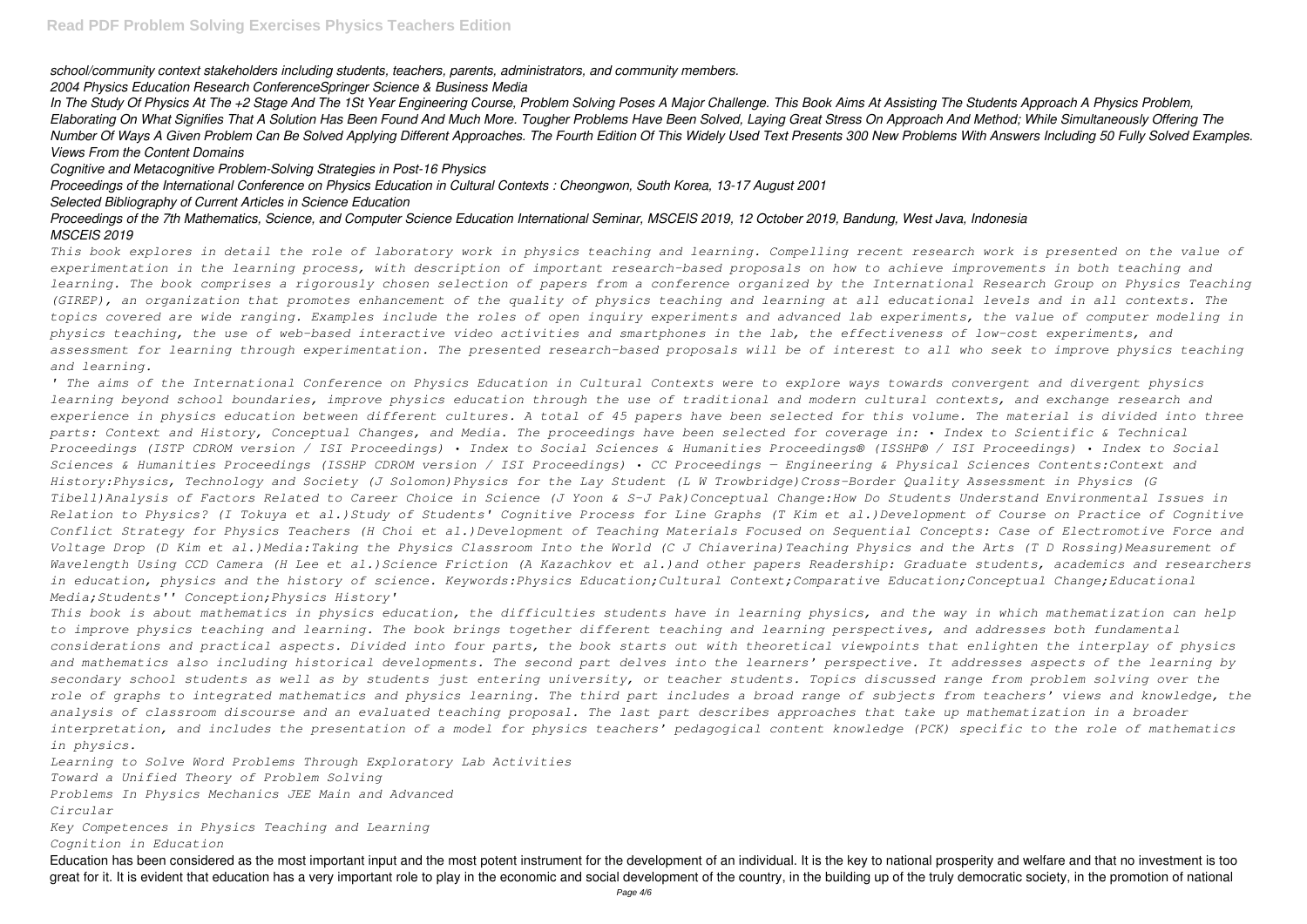*school/community context stakeholders including students, teachers, parents, administrators, and community members.*

*2004 Physics Education Research ConferenceSpringer Science & Business Media*

*In The Study Of Physics At The +2 Stage And The 1St Year Engineering Course, Problem Solving Poses A Major Challenge. This Book Aims At Assisting The Students Approach A Physics Problem, Elaborating On What Signifies That A Solution Has Been Found And Much More. Tougher Problems Have Been Solved, Laying Great Stress On Approach And Method; While Simultaneously Offering The Number Of Ways A Given Problem Can Be Solved Applying Different Approaches. The Fourth Edition Of This Widely Used Text Presents 300 New Problems With Answers Including 50 Fully Solved Examples.*

*Views From the Content Domains*

*Cognitive and Metacognitive Problem-Solving Strategies in Post-16 Physics*

*Proceedings of the International Conference on Physics Education in Cultural Contexts : Cheongwon, South Korea, 13-17 August 2001*

*Selected Bibliography of Current Articles in Science Education*

*Proceedings of the 7th Mathematics, Science, and Computer Science Education International Seminar, MSCEIS 2019, 12 October 2019, Bandung, West Java, Indonesia*

*MSCEIS 2019*

*This book explores in detail the role of laboratory work in physics teaching and learning. Compelling recent research work is presented on the value of experimentation in the learning process, with description of important research-based proposals on how to achieve improvements in both teaching and learning. The book comprises a rigorously chosen selection of papers from a conference organized by the International Research Group on Physics Teaching (GIREP), an organization that promotes enhancement of the quality of physics teaching and learning at all educational levels and in all contexts. The topics covered are wide ranging. Examples include the roles of open inquiry experiments and advanced lab experiments, the value of computer modeling in physics teaching, the use of web-based interactive video activities and smartphones in the lab, the effectiveness of low-cost experiments, and assessment for learning through experimentation. The presented research-based proposals will be of interest to all who seek to improve physics teaching and learning.*

*' The aims of the International Conference on Physics Education in Cultural Contexts were to explore ways towards convergent and divergent physics learning beyond school boundaries, improve physics education through the use of traditional and modern cultural contexts, and exchange research and experience in physics education between different cultures. A total of 45 papers have been selected for this volume. The material is divided into three parts: Context and History, Conceptual Changes, and Media. The proceedings have been selected for coverage in: • Index to Scientific & Technical Proceedings (ISTP CDROM version / ISI Proceedings) • Index to Social Sciences & Humanities Proceedings® (ISSHP® / ISI Proceedings) • Index to Social Sciences & Humanities Proceedings (ISSHP CDROM version / ISI Proceedings) • CC Proceedings — Engineering & Physical Sciences Contents:Context and History:Physics, Technology and Society (J Solomon)Physics for the Lay Student (L W Trowbridge)Cross-Border Quality Assessment in Physics (G Tibell)Analysis of Factors Related to Career Choice in Science (J Yoon & S-J Pak)Conceptual Change:How Do Students Understand Environmental Issues in Relation to Physics? (I Tokuya et al.)Study of Students' Cognitive Process for Line Graphs (T Kim et al.)Development of Course on Practice of Cognitive Conflict Strategy for Physics Teachers (H Choi et al.)Development of Teaching Materials Focused on Sequential Concepts: Case of Electromotive Force and Voltage Drop (D Kim et al.)Media:Taking the Physics Classroom Into the World (C J Chiaverina)Teaching Physics and the Arts (T D Rossing)Measurement of Wavelength Using CCD Camera (H Lee et al.)Science Friction (A Kazachkov et al.)and other papers Readership: Graduate students, academics and researchers in education, physics and the history of science. Keywords:Physics Education;Cultural Context;Comparative Education;Conceptual Change;Educational Media;Students'' Conception;Physics History'*

*This book is about mathematics in physics education, the difficulties students have in learning physics, and the way in which mathematization can help to improve physics teaching and learning. The book brings together different teaching and learning perspectives, and addresses both fundamental considerations and practical aspects. Divided into four parts, the book starts out with theoretical viewpoints that enlighten the interplay of physics and mathematics also including historical developments. The second part delves into the learners' perspective. It addresses aspects of the learning by secondary school students as well as by students just entering university, or teacher students. Topics discussed range from problem solving over the role of graphs to integrated mathematics and physics learning. The third part includes a broad range of subjects from teachers' views and knowledge, the analysis of classroom discourse and an evaluated teaching proposal. The last part describes approaches that take up mathematization in a broader interpretation, and includes the presentation of a model for physics teachers' pedagogical content knowledge (PCK) specific to the role of mathematics in physics.*

*Learning to Solve Word Problems Through Exploratory Lab Activities*

*Toward a Unified Theory of Problem Solving*

*Problems In Physics Mechanics JEE Main and Advanced*

*Circular*

*Key Competences in Physics Teaching and Learning*

*Cognition in Education*

Education has been considered as the most important input and the most potent instrument for the development of an individual. It is the key to national prosperity and welfare and that no investment is too great for it. It is evident that education has a very important role to play in the economic and social development of the country, in the building up of the truly democratic society, in the promotion of national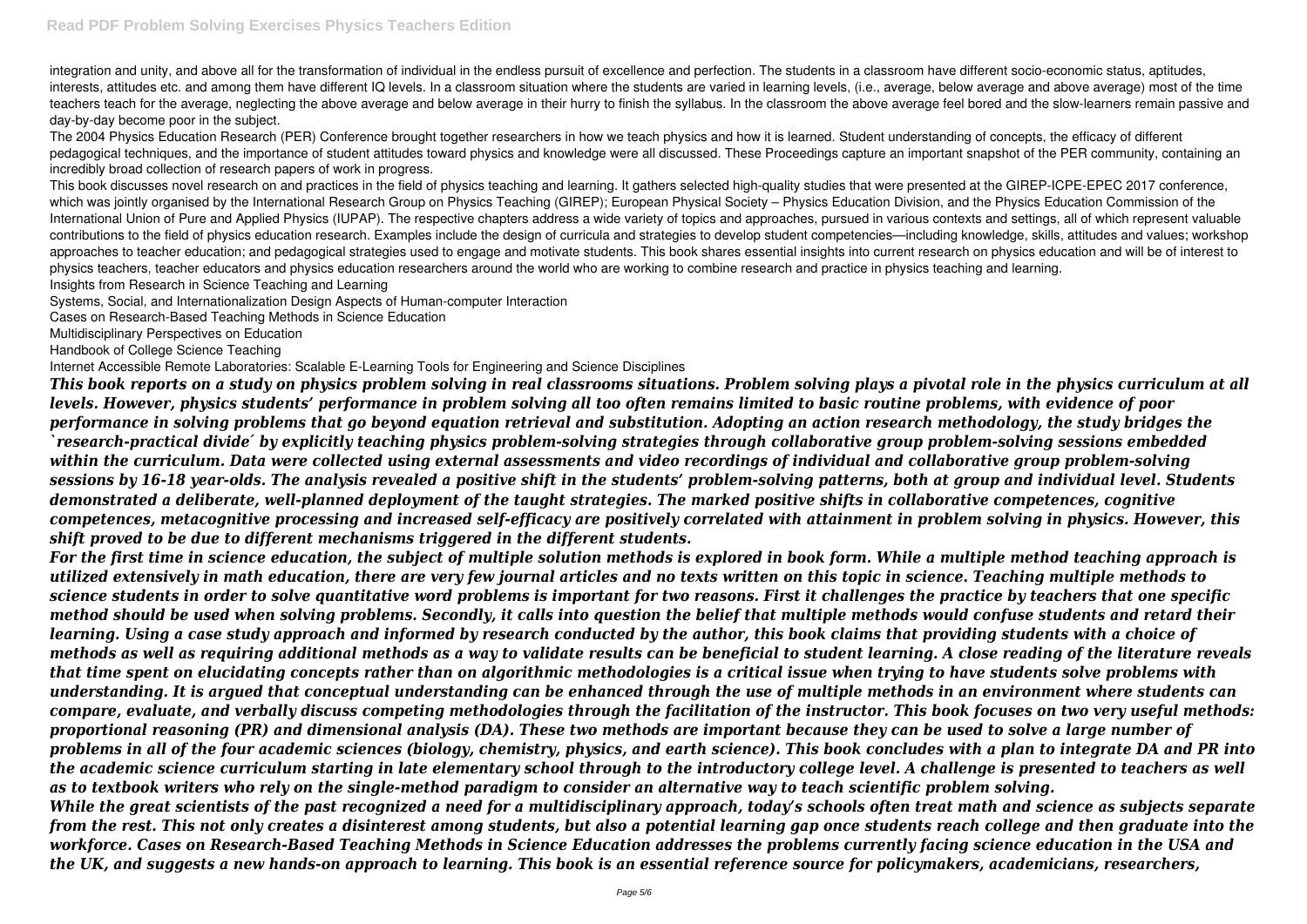integration and unity, and above all for the transformation of individual in the endless pursuit of excellence and perfection. The students in a classroom have different socio-economic status, aptitudes, interests, attitudes etc. and among them have different IQ levels. In a classroom situation where the students are varied in learning levels, (i.e., average, below average and above average) most of the time teachers teach for the average, neglecting the above average and below average in their hurry to finish the syllabus. In the classroom the above average feel bored and the slow-learners remain passive and day-by-day become poor in the subject.

The 2004 Physics Education Research (PER) Conference brought together researchers in how we teach physics and how it is learned. Student understanding of concepts, the efficacy of different pedagogical techniques, and the importance of student attitudes toward physics and knowledge were all discussed. These Proceedings capture an important snapshot of the PER community, containing an incredibly broad collection of research papers of work in progress.

This book discusses novel research on and practices in the field of physics teaching and learning. It gathers selected high-quality studies that were presented at the GIREP-ICPE-EPEC 2017 conference, which was jointly organised by the International Research Group on Physics Teaching (GIREP); European Physical Society – Physics Education Division, and the Physics Education Commission of the International Union of Pure and Applied Physics (IUPAP). The respective chapters address a wide variety of topics and approaches, pursued in various contexts and settings, all of which represent valuable contributions to the field of physics education research. Examples include the design of curricula and strategies to develop student competencies—including knowledge, skills, attitudes and values; workshop approaches to teacher education; and pedagogical strategies used to engage and motivate students. This book shares essential insights into current research on physics education and will be of interest to physics teachers, teacher educators and physics education researchers around the world who are working to combine research and practice in physics teaching and learning.

Insights from Research in Science Teaching and Learning

Systems, Social, and Internationalization Design Aspects of Human-computer Interaction

Cases on Research-Based Teaching Methods in Science Education

Multidisciplinary Perspectives on Education

Handbook of College Science Teaching

Internet Accessible Remote Laboratories: Scalable E-Learning Tools for Engineering and Science Disciplines

***This book reports on a study on physics problem solving in real classrooms situations. Problem solving plays a pivotal role in the physics curriculum at all levels. However, physics students' performance in problem solving all too often remains limited to basic routine problems, with evidence of poor performance in solving problems that go beyond equation retrieval and substitution. Adopting an action research methodology, the study bridges the `research-practical divide´ by explicitly teaching physics problem-solving strategies through collaborative group problem-solving sessions embedded within the curriculum. Data were collected using external assessments and video recordings of individual and collaborative group problem-solving sessions by 16-18 year-olds. The analysis revealed a positive shift in the students' problem-solving patterns, both at group and individual level. Students demonstrated a deliberate, well-planned deployment of the taught strategies. The marked positive shifts in collaborative competences, cognitive competences, metacognitive processing and increased self-efficacy are positively correlated with attainment in problem solving in physics. However, this shift proved to be due to different mechanisms triggered in the different students.***

***For the first time in science education, the subject of multiple solution methods is explored in book form. While a multiple method teaching approach is utilized extensively in math education, there are very few journal articles and no texts written on this topic in science. Teaching multiple methods to science students in order to solve quantitative word problems is important for two reasons. First it challenges the practice by teachers that one specific method should be used when solving problems. Secondly, it calls into question the belief that multiple methods would confuse students and retard their learning. Using a case study approach and informed by research conducted by the author, this book claims that providing students with a choice of methods as well as requiring additional methods as a way to validate results can be beneficial to student learning. A close reading of the literature reveals that time spent on elucidating concepts rather than on algorithmic methodologies is a critical issue when trying to have students solve problems with understanding. It is argued that conceptual understanding can be enhanced through the use of multiple methods in an environment where students can compare, evaluate, and verbally discuss competing methodologies through the facilitation of the instructor. This book focuses on two very useful methods: proportional reasoning (PR) and dimensional analysis (DA). These two methods are important because they can be used to solve a large number of problems in all of the four academic sciences (biology, chemistry, physics, and earth science). This book concludes with a plan to integrate DA and PR into the academic science curriculum starting in late elementary school through to the introductory college level. A challenge is presented to teachers as well as to textbook writers who rely on the single-method paradigm to consider an alternative way to teach scientific problem solving.***

***While the great scientists of the past recognized a need for a multidisciplinary approach, today's schools often treat math and science as subjects separate from the rest. This not only creates a disinterest among students, but also a potential learning gap once students reach college and then graduate into the workforce. Cases on Research-Based Teaching Methods in Science Education addresses the problems currently facing science education in the USA and the UK, and suggests a new hands-on approach to learning. This book is an essential reference source for policymakers, academicians, researchers,***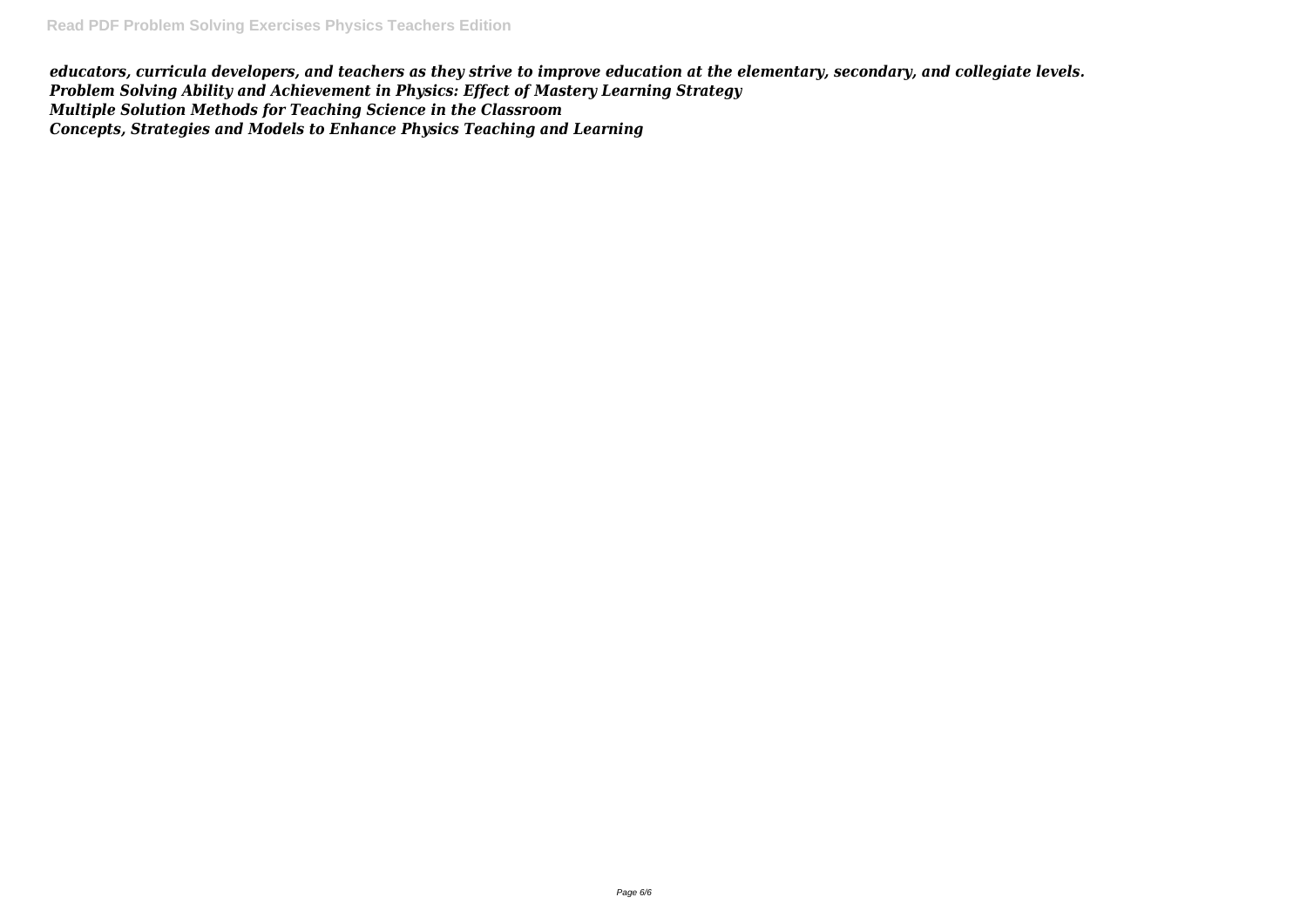*educators, curricula developers, and teachers as they strive to improve education at the elementary, secondary, and collegiate levels.*
***Problem Solving Ability and Achievement in Physics: Effect of Mastery Learning Strategy***
***Multiple Solution Methods for Teaching Science in the Classroom***
***Concepts, Strategies and Models to Enhance Physics Teaching and Learning***